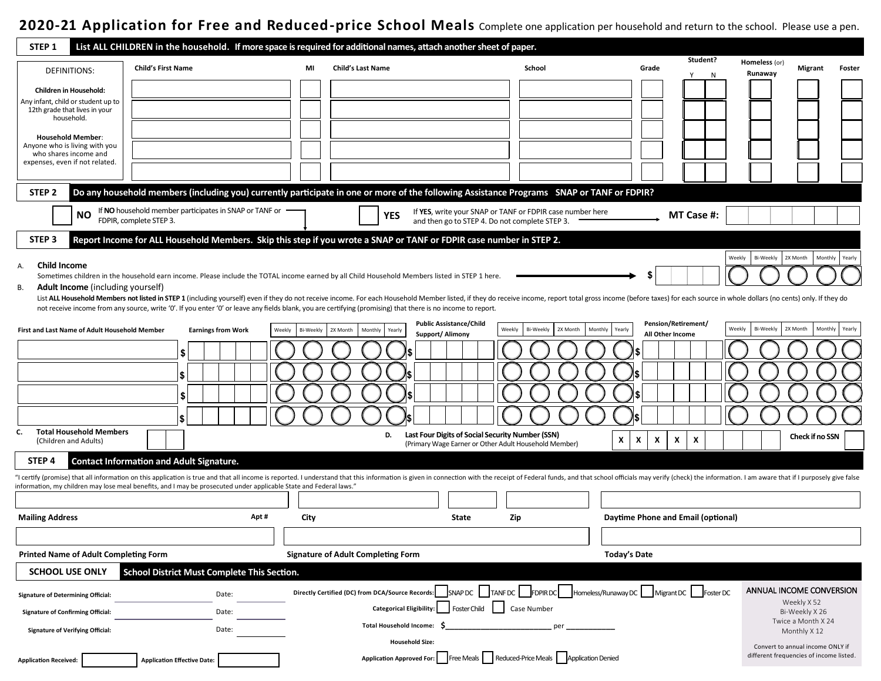# 2020-21 Application for Free and Reduced-price School Meals

Complete one application per household and return to the school. Please use a pen.

## STEP 1 List ALL CHILDREN in the household. If more space is required for additional names, attach another sheet of paper.

DEFINITIONS:

**Children in Household:** Any infant, child or student up to 12th grade that lives in your household.

**Household Member**: Anyone who is living with you who shares income and expenses, even if not related.

| Child's First Name | MI | Child's Last Name | School | Grade | Student? Y | Student? N | Homeless (or) Runaway | Migrant | Foster |
|---|---|---|---|---|---|---|---|---|---|
| | | | | | | | | | |
| | | | | | | | | | |
| | | | | | | | | | |
| | | | | | | | | | |
| | | | | | | | | | |

## STEP 2 Do any household members (including you) currently participate in one or more of the following Assistance Programs SNAP or TANF or FDPIR?

☐ **NO** If **NO** household member participates in SNAP or TANF or FDPIR, complete STEP 3.

☐ **YES** If **YES**, write your SNAP or TANF or FDPIR case number here and then go to STEP 4. Do not complete STEP 3.

**MT Case #:** ______

## STEP 3 Report Income for ALL Household Members. Skip this step if you wrote a SNAP or TANF or FDPIR case number in STEP 2.

A. **Child Income**

Sometimes children in the household earn income. Please include the TOTAL income earned by all Child Household Members listed in STEP 1 here. → $ ______ ◯ Weekly ◯ Bi-Weekly ◯ 2X Month ◯ Monthly ◯ Yearly

B. **Adult Income** (including yourself)

List **ALL Household Members not listed in STEP 1** (including yourself) even if they do not receive income. For each Household Member listed, if they do receive income, report total gross income (before taxes) for each source in whole dollars (no cents) only. If they do not receive income from any source, write '0'. If you enter '0' or leave any fields blank, you are certifying (promising) that there is no income to report.

| First and Last Name of Adult Household Member | Earnings from Work | Weekly | Bi-Weekly | 2X Month | Monthly | Yearly | Public Assistance/Child Support/ Alimony | Weekly | Bi-Weekly | 2X Month | Monthly | Yearly | Pension/Retirement/ All Other Income | Weekly | Bi-Weekly | 2X Month | Monthly | Yearly |
|---|---|---|---|---|---|---|---|---|---|---|---|---|---|---|---|---|---|---|
| | $ | ◯ | ◯ | ◯ | ◯ | ◯ | $ | ◯ | ◯ | ◯ | ◯ | ◯ | $ | ◯ | ◯ | ◯ | ◯ | ◯ |
| | $ | ◯ | ◯ | ◯ | ◯ | ◯ | $ | ◯ | ◯ | ◯ | ◯ | ◯ | $ | ◯ | ◯ | ◯ | ◯ | ◯ |
| | $ | ◯ | ◯ | ◯ | ◯ | ◯ | $ | ◯ | ◯ | ◯ | ◯ | ◯ | $ | ◯ | ◯ | ◯ | ◯ | ◯ |
| | $ | ◯ | ◯ | ◯ | ◯ | ◯ | $ | ◯ | ◯ | ◯ | ◯ | ◯ | $ | ◯ | ◯ | ◯ | ◯ | ◯ |

C. **Total Household Members** (Children and Adults) ______

D. **Last Four Digits of Social Security Number (SSN)** (Primary Wage Earner or Other Adult Household Member) X X X X X ______ **Check if no SSN** ☐

## STEP 4 Contact Information and Adult Signature.

"I certify (promise) that all information on this application is true and that all income is reported. I understand that this information is given in connection with the receipt of Federal funds, and that school officials may verify (check) the information. I am aware that if I purposely give false information, my children may lose meal benefits, and I may be prosecuted under applicable State and Federal laws."

**Mailing Address** ______ **Apt #** ______ **City** ______ **State** ______ **Zip** ______ **Daytime Phone and Email (optional)** ______

**Printed Name of Adult Completing Form** ______ **Signature of Adult Completing Form** ______ **Today's Date** ______

## SCHOOL USE ONLY School District Must Complete This Section.

**Signature of Determining Official:** ______ Date: ______

**Signature of Confirming Official:** ______ Date: ______

**Signature of Verifying Official:** ______ Date: ______

**Application Received:** ______ **Application Effective Date:** ______

**Directly Certified (DC) from DCA/Source Records:** ☐ SNAP DC ☐ TANF DC ☐ FDPIR DC ☐ Homeless/Runaway DC ☐ Migrant DC ☐ Foster DC

**Categorical Eligibility:** ☐ Foster Child ☐ Case Number

**Total Household Income:** $______ per ______

**Household Size:**

**Application Approved For:** ☐ Free Meals ☐ Reduced-Price Meals ☐ Application Denied

**ANNUAL INCOME CONVERSION**

Weekly X 52
Bi-Weekly X 26
Twice a Month X 24
Monthly X 12

Convert to annual income ONLY if different frequencies of income listed.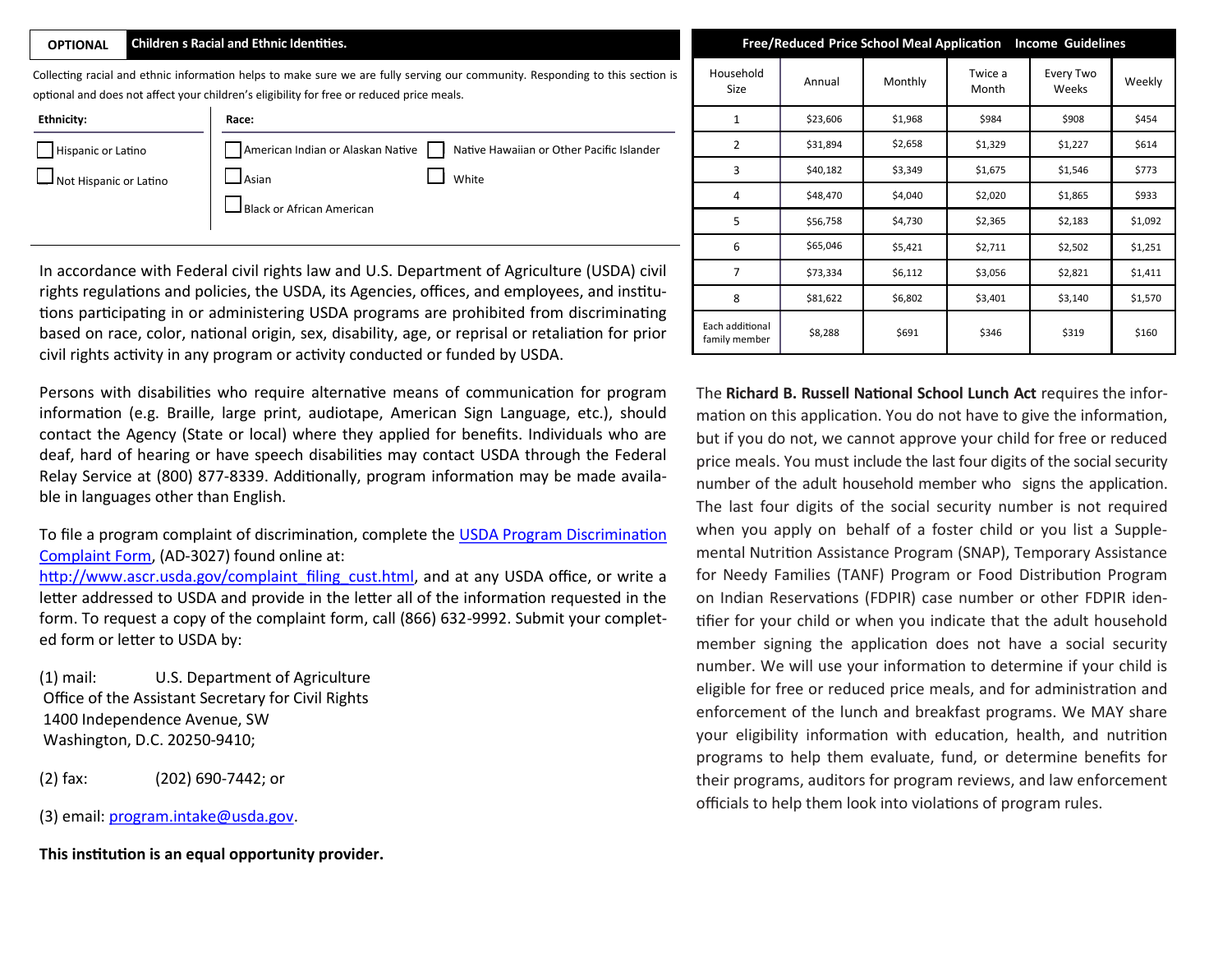**OPTIONAL** **Children s Racial and Ethnic Identities.**

Collecting racial and ethnic information helps to make sure we are fully serving our community. Responding to this section is optional and does not affect your children's eligibility for free or reduced price meals.

**Ethnicity:**

- ☐ Hispanic or Latino
- ☐ Not Hispanic or Latino

**Race:**

- ☐ American Indian or Alaskan Native
- ☐ Native Hawaiian or Other Pacific Islander
- ☐ Asian
- ☐ White
- ☐ Black or African American

In accordance with Federal civil rights law and U.S. Department of Agriculture (USDA) civil rights regulations and policies, the USDA, its Agencies, offices, and employees, and institutions participating in or administering USDA programs are prohibited from discriminating based on race, color, national origin, sex, disability, age, or reprisal or retaliation for prior civil rights activity in any program or activity conducted or funded by USDA.

Persons with disabilities who require alternative means of communication for program information (e.g. Braille, large print, audiotape, American Sign Language, etc.), should contact the Agency (State or local) where they applied for benefits. Individuals who are deaf, hard of hearing or have speech disabilities may contact USDA through the Federal Relay Service at (800) 877-8339. Additionally, program information may be made available in languages other than English.

To file a program complaint of discrimination, complete the USDA Program Discrimination Complaint Form, (AD-3027) found online at: http://www.ascr.usda.gov/complaint_filing_cust.html, and at any USDA office, or write a letter addressed to USDA and provide in the letter all of the information requested in the form. To request a copy of the complaint form, call (866) 632-9992. Submit your completed form or letter to USDA by:

(1) mail: U.S. Department of Agriculture
Office of the Assistant Secretary for Civil Rights
1400 Independence Avenue, SW
Washington, D.C. 20250-9410;

(2) fax: (202) 690-7442; or

(3) email: program.intake@usda.gov.

**This institution is an equal opportunity provider.**

**Free/Reduced Price School Meal Application Income Guidelines**

| Household Size | Annual | Monthly | Twice a Month | Every Two Weeks | Weekly |
|---|---|---|---|---|---|
| 1 | $23,606 | $1,968 | $984 | $908 | $454 |
| 2 | $31,894 | $2,658 | $1,329 | $1,227 | $614 |
| 3 | $40,182 | $3,349 | $1,675 | $1,546 | $773 |
| 4 | $48,470 | $4,040 | $2,020 | $1,865 | $933 |
| 5 | $56,758 | $4,730 | $2,365 | $2,183 | $1,092 |
| 6 | $65,046 | $5,421 | $2,711 | $2,502 | $1,251 |
| 7 | $73,334 | $6,112 | $3,056 | $2,821 | $1,411 |
| 8 | $81,622 | $6,802 | $3,401 | $3,140 | $1,570 |
| Each additional family member | $8,288 | $691 | $346 | $319 | $160 |

The **Richard B. Russell National School Lunch Act** requires the information on this application. You do not have to give the information, but if you do not, we cannot approve your child for free or reduced price meals. You must include the last four digits of the social security number of the adult household member who signs the application. The last four digits of the social security number is not required when you apply on behalf of a foster child or you list a Supplemental Nutrition Assistance Program (SNAP), Temporary Assistance for Needy Families (TANF) Program or Food Distribution Program on Indian Reservations (FDPIR) case number or other FDPIR identifier for your child or when you indicate that the adult household member signing the application does not have a social security number. We will use your information to determine if your child is eligible for free or reduced price meals, and for administration and enforcement of the lunch and breakfast programs. We MAY share your eligibility information with education, health, and nutrition programs to help them evaluate, fund, or determine benefits for their programs, auditors for program reviews, and law enforcement officials to help them look into violations of program rules.